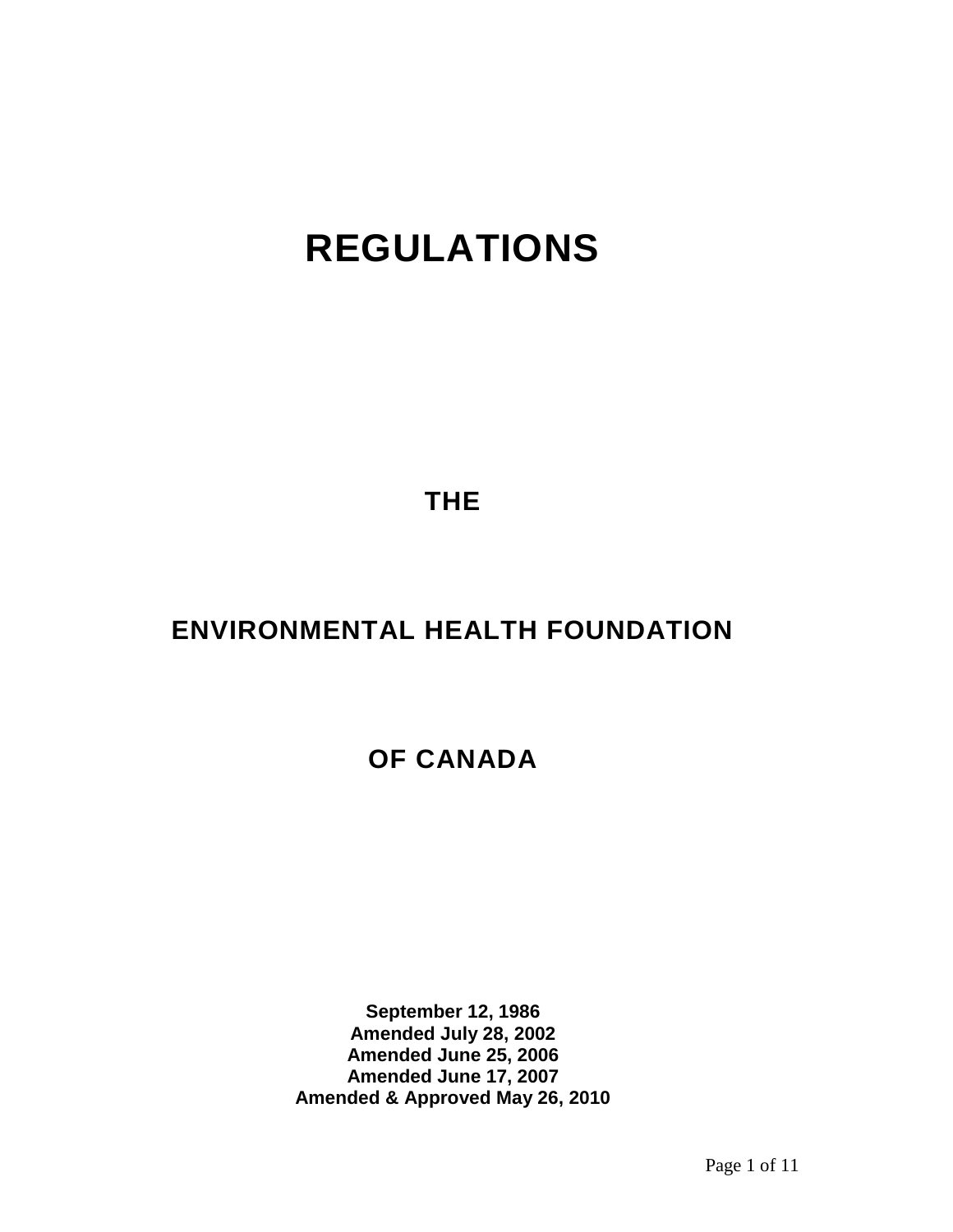# REGULATIONS

## THE

## ENVIRONMENTAL HEALTH FOUNDATION

## OF CANADA

**September 12, 1986**
**Amended July 28, 2002**
**Amended June 25, 2006**
**Amended June 17, 2007**
**Amended & Approved May 26, 2010**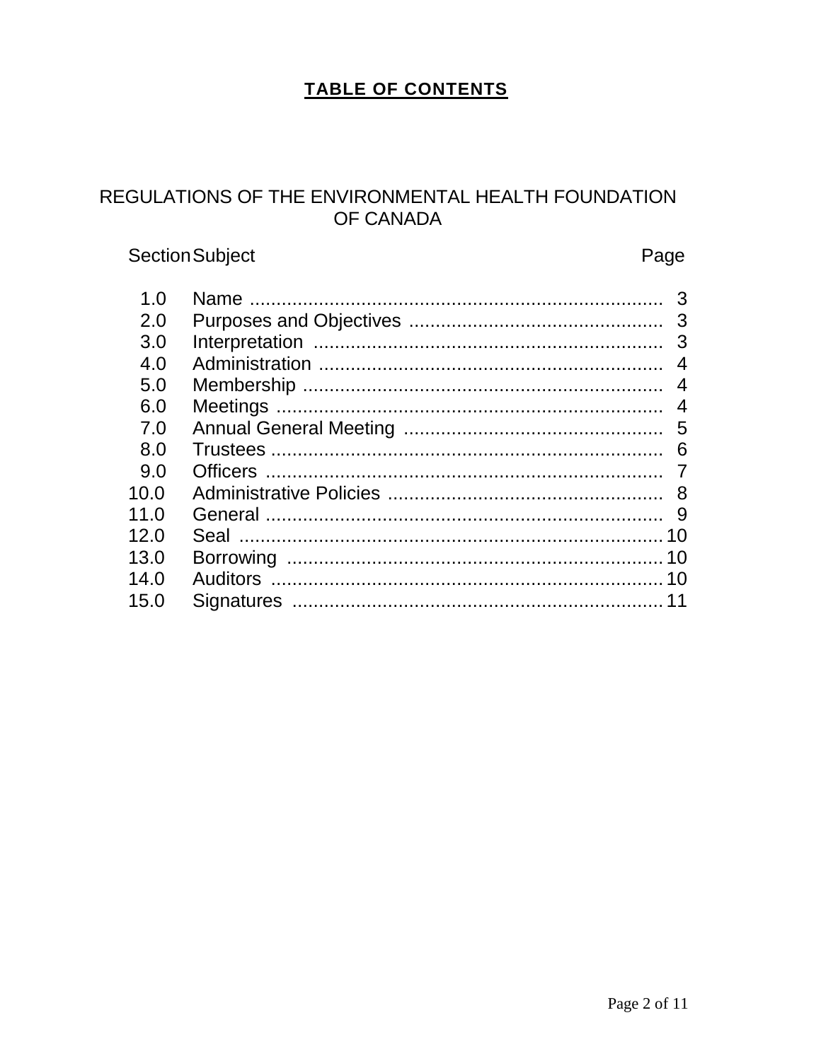# TABLE OF CONTENTS

## REGULATIONS OF THE ENVIRONMENTAL HEALTH FOUNDATION OF CANADA

| Section | Subject | Page |
|---|---|---|
| 1.0 | Name | 3 |
| 2.0 | Purposes and Objectives | 3 |
| 3.0 | Interpretation | 3 |
| 4.0 | Administration | 4 |
| 5.0 | Membership | 4 |
| 6.0 | Meetings | 4 |
| 7.0 | Annual General Meeting | 5 |
| 8.0 | Trustees | 6 |
| 9.0 | Officers | 7 |
| 10.0 | Administrative Policies | 8 |
| 11.0 | General | 9 |
| 12.0 | Seal | 10 |
| 13.0 | Borrowing | 10 |
| 14.0 | Auditors | 10 |
| 15.0 | Signatures | 11 |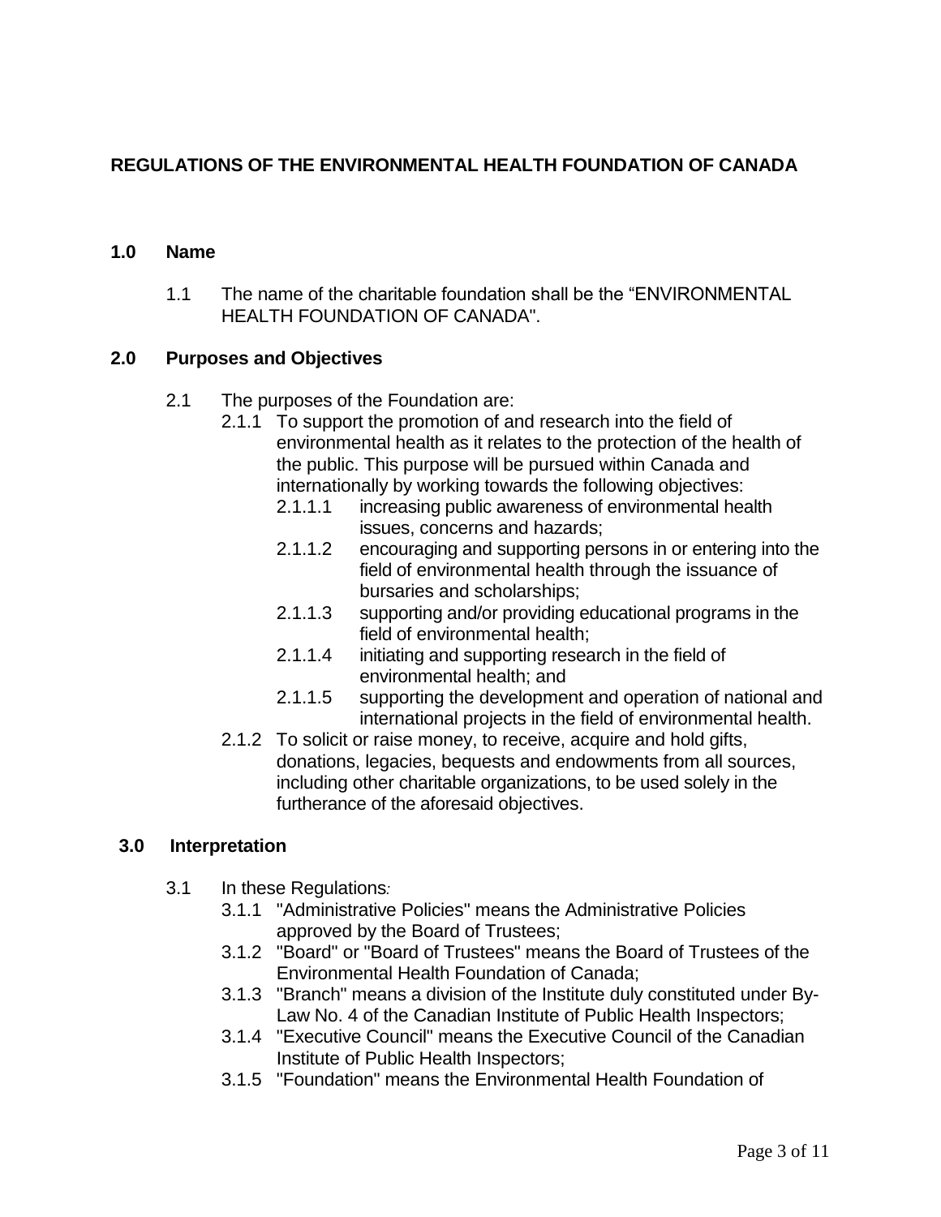# REGULATIONS OF THE ENVIRONMENTAL HEALTH FOUNDATION OF CANADA

## 1.0 Name

1.1 The name of the charitable foundation shall be the "ENVIRONMENTAL HEALTH FOUNDATION OF CANADA".

## 2.0 Purposes and Objectives

2.1 The purposes of the Foundation are:

2.1.1 To support the promotion of and research into the field of environmental health as it relates to the protection of the health of the public. This purpose will be pursued within Canada and internationally by working towards the following objectives:

2.1.1.1 increasing public awareness of environmental health issues, concerns and hazards;

2.1.1.2 encouraging and supporting persons in or entering into the field of environmental health through the issuance of bursaries and scholarships;

2.1.1.3 supporting and/or providing educational programs in the field of environmental health;

2.1.1.4 initiating and supporting research in the field of environmental health; and

2.1.1.5 supporting the development and operation of national and international projects in the field of environmental health.

2.1.2 To solicit or raise money, to receive, acquire and hold gifts, donations, legacies, bequests and endowments from all sources, including other charitable organizations, to be used solely in the furtherance of the aforesaid objectives.

## 3.0 Interpretation

3.1 In these Regulations*:*

3.1.1 "Administrative Policies" means the Administrative Policies approved by the Board of Trustees;

3.1.2 "Board" or "Board of Trustees" means the Board of Trustees of the Environmental Health Foundation of Canada;

3.1.3 "Branch" means a division of the Institute duly constituted under By-Law No. 4 of the Canadian Institute of Public Health Inspectors;

3.1.4 "Executive Council" means the Executive Council of the Canadian Institute of Public Health Inspectors;

3.1.5 "Foundation" means the Environmental Health Foundation of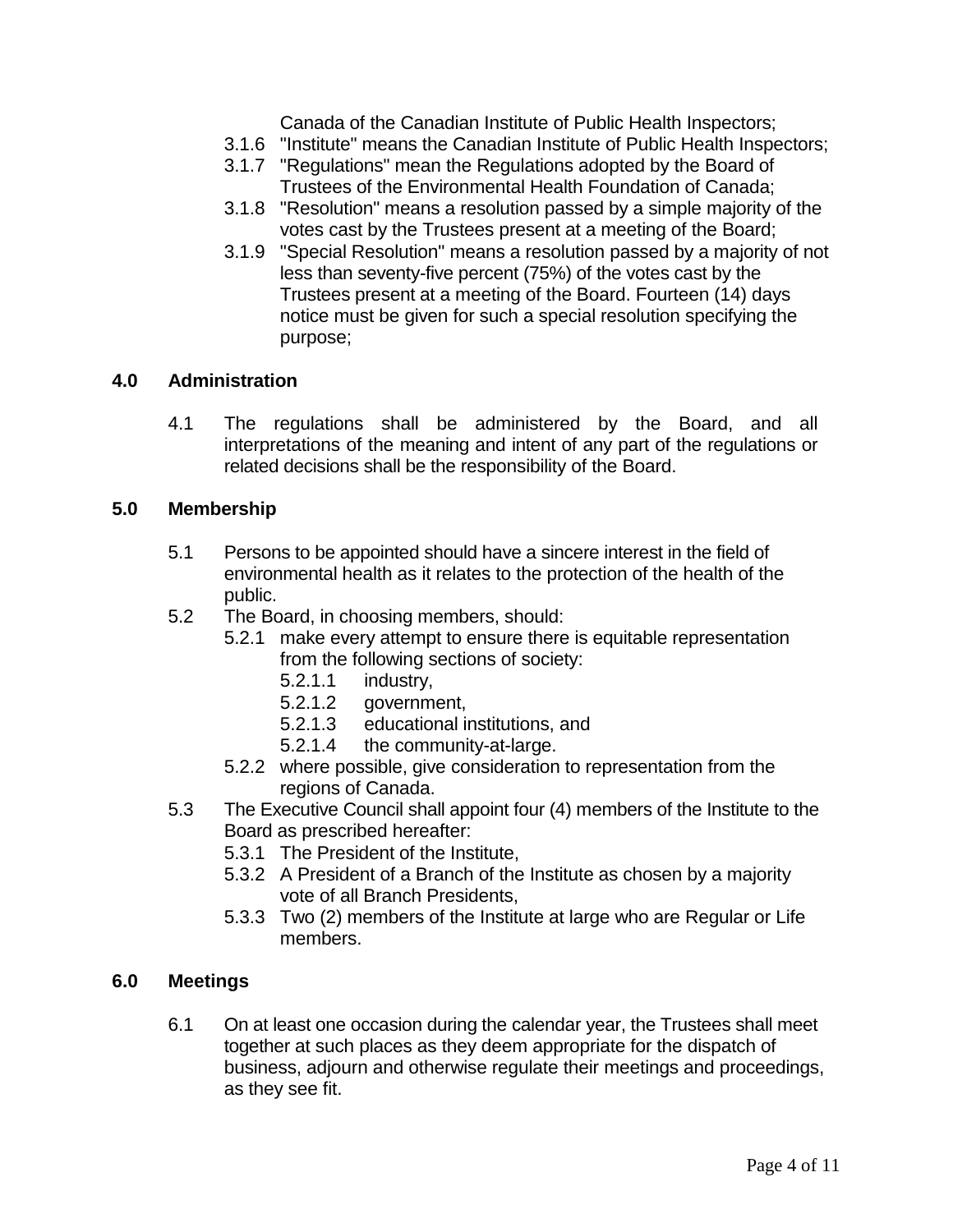Canada of the Canadian Institute of Public Health Inspectors;

3.1.6 "Institute" means the Canadian Institute of Public Health Inspectors;

3.1.7 "Regulations" mean the Regulations adopted by the Board of Trustees of the Environmental Health Foundation of Canada;

3.1.8 "Resolution" means a resolution passed by a simple majority of the votes cast by the Trustees present at a meeting of the Board;

3.1.9 "Special Resolution" means a resolution passed by a majority of not less than seventy-five percent (75%) of the votes cast by the Trustees present at a meeting of the Board. Fourteen (14) days notice must be given for such a special resolution specifying the purpose;

## 4.0 Administration

4.1 The regulations shall be administered by the Board, and all interpretations of the meaning and intent of any part of the regulations or related decisions shall be the responsibility of the Board.

## 5.0 Membership

5.1 Persons to be appointed should have a sincere interest in the field of environmental health as it relates to the protection of the health of the public.

5.2 The Board, in choosing members, should:

- 5.2.1 make every attempt to ensure there is equitable representation from the following sections of society:
  - 5.2.1.1 industry,
  - 5.2.1.2 government,
  - 5.2.1.3 educational institutions, and
  - 5.2.1.4 the community-at-large.
- 5.2.2 where possible, give consideration to representation from the regions of Canada.

5.3 The Executive Council shall appoint four (4) members of the Institute to the Board as prescribed hereafter:

- 5.3.1 The President of the Institute,
- 5.3.2 A President of a Branch of the Institute as chosen by a majority vote of all Branch Presidents,
- 5.3.3 Two (2) members of the Institute at large who are Regular or Life members.

## 6.0 Meetings

6.1 On at least one occasion during the calendar year, the Trustees shall meet together at such places as they deem appropriate for the dispatch of business, adjourn and otherwise regulate their meetings and proceedings, as they see fit.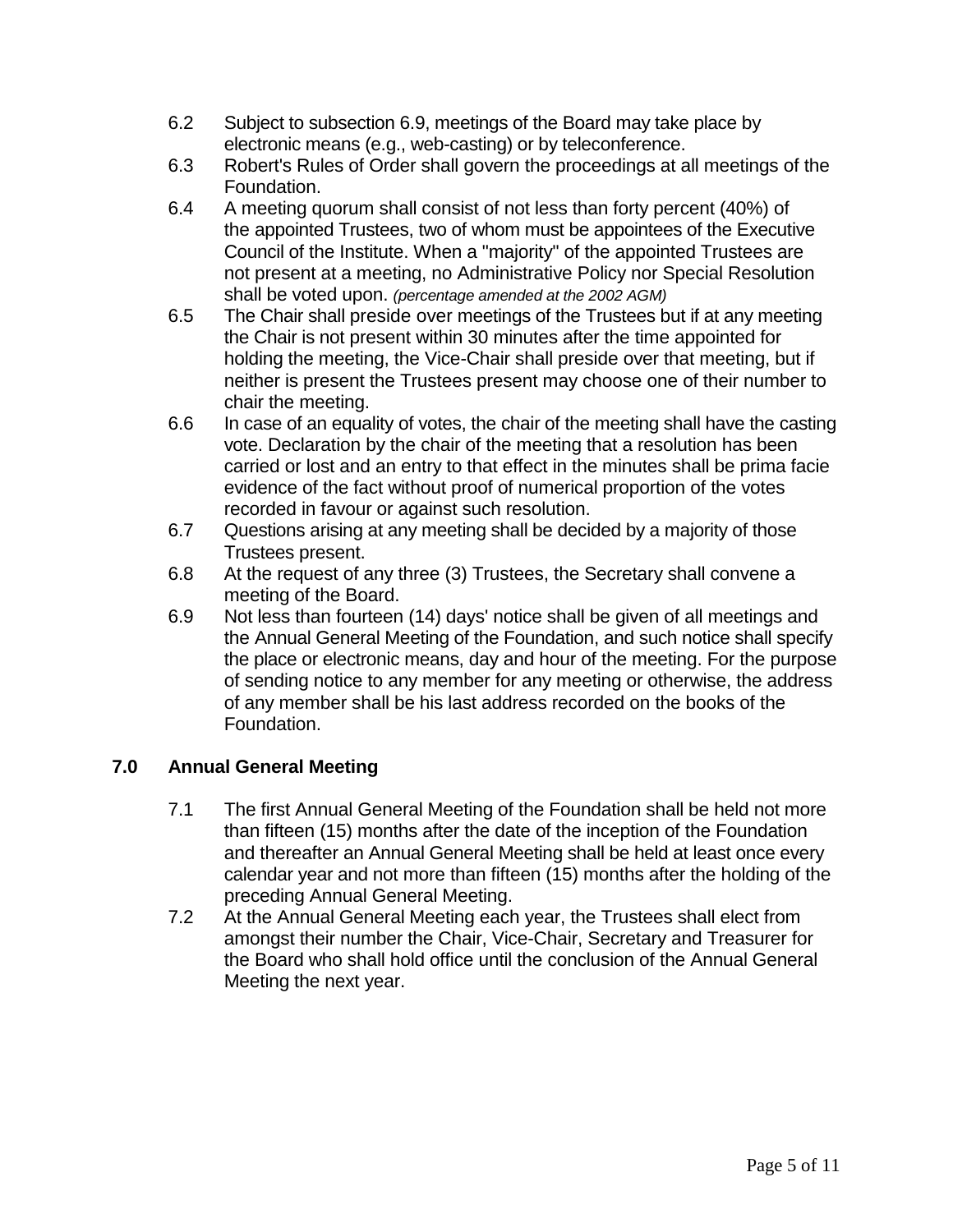6.2 Subject to subsection 6.9, meetings of the Board may take place by electronic means (e.g., web-casting) or by teleconference.

6.3 Robert's Rules of Order shall govern the proceedings at all meetings of the Foundation.

6.4 A meeting quorum shall consist of not less than forty percent (40%) of the appointed Trustees, two of whom must be appointees of the Executive Council of the Institute. When a "majority" of the appointed Trustees are not present at a meeting, no Administrative Policy nor Special Resolution shall be voted upon. *(percentage amended at the 2002 AGM)*

6.5 The Chair shall preside over meetings of the Trustees but if at any meeting the Chair is not present within 30 minutes after the time appointed for holding the meeting, the Vice-Chair shall preside over that meeting, but if neither is present the Trustees present may choose one of their number to chair the meeting.

6.6 In case of an equality of votes, the chair of the meeting shall have the casting vote. Declaration by the chair of the meeting that a resolution has been carried or lost and an entry to that effect in the minutes shall be prima facie evidence of the fact without proof of numerical proportion of the votes recorded in favour or against such resolution.

6.7 Questions arising at any meeting shall be decided by a majority of those Trustees present.

6.8 At the request of any three (3) Trustees, the Secretary shall convene a meeting of the Board.

6.9 Not less than fourteen (14) days' notice shall be given of all meetings and the Annual General Meeting of the Foundation, and such notice shall specify the place or electronic means, day and hour of the meeting. For the purpose of sending notice to any member for any meeting or otherwise, the address of any member shall be his last address recorded on the books of the Foundation.

## 7.0 Annual General Meeting

7.1 The first Annual General Meeting of the Foundation shall be held not more than fifteen (15) months after the date of the inception of the Foundation and thereafter an Annual General Meeting shall be held at least once every calendar year and not more than fifteen (15) months after the holding of the preceding Annual General Meeting.

7.2 At the Annual General Meeting each year, the Trustees shall elect from amongst their number the Chair, Vice-Chair, Secretary and Treasurer for the Board who shall hold office until the conclusion of the Annual General Meeting the next year.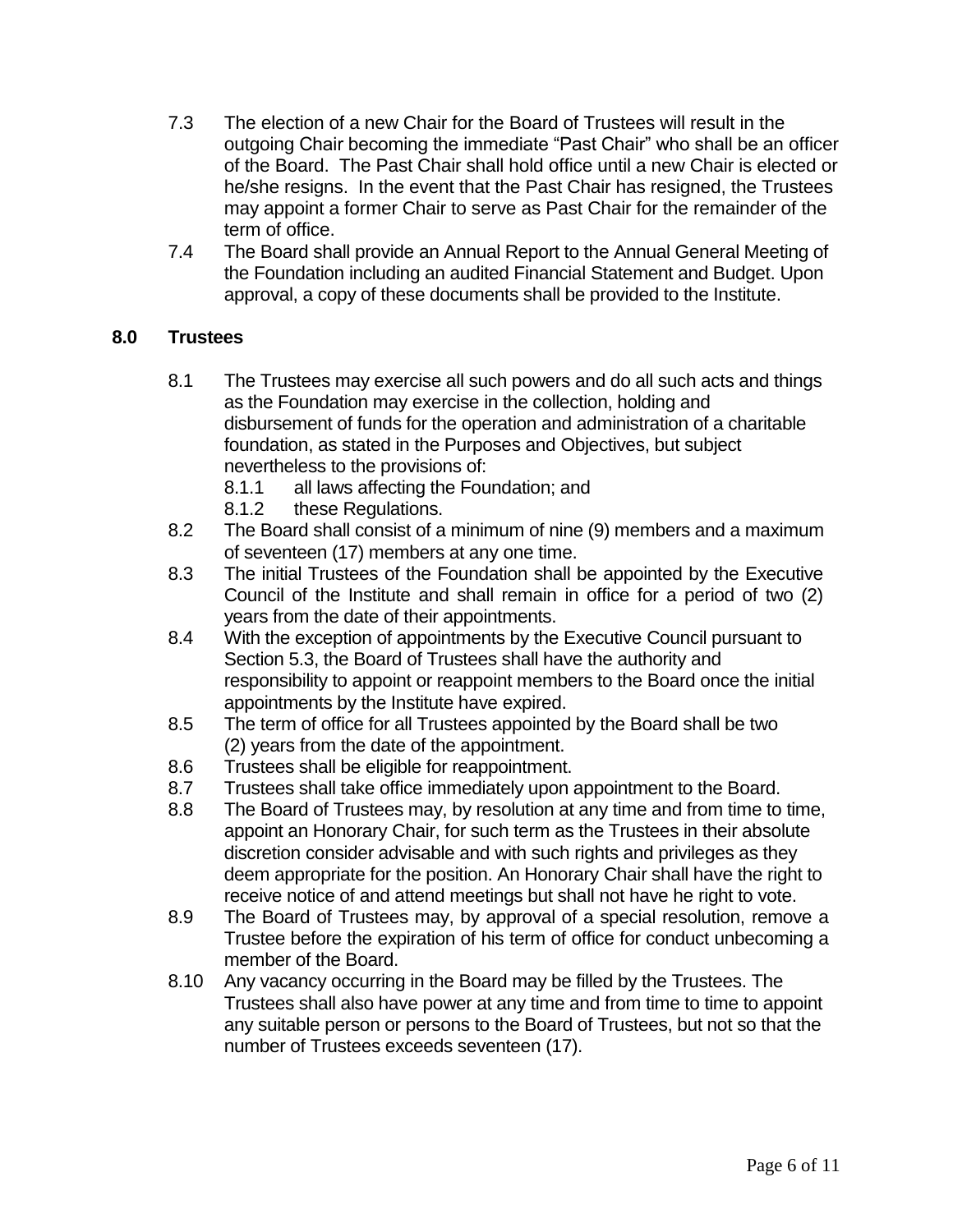7.3 The election of a new Chair for the Board of Trustees will result in the outgoing Chair becoming the immediate "Past Chair" who shall be an officer of the Board. The Past Chair shall hold office until a new Chair is elected or he/she resigns. In the event that the Past Chair has resigned, the Trustees may appoint a former Chair to serve as Past Chair for the remainder of the term of office.

7.4 The Board shall provide an Annual Report to the Annual General Meeting of the Foundation including an audited Financial Statement and Budget. Upon approval, a copy of these documents shall be provided to the Institute.

## 8.0 Trustees

8.1 The Trustees may exercise all such powers and do all such acts and things as the Foundation may exercise in the collection, holding and disbursement of funds for the operation and administration of a charitable foundation, as stated in the Purposes and Objectives, but subject nevertheless to the provisions of:

- 8.1.1 all laws affecting the Foundation; and
- 8.1.2 these Regulations.

8.2 The Board shall consist of a minimum of nine (9) members and a maximum of seventeen (17) members at any one time.

8.3 The initial Trustees of the Foundation shall be appointed by the Executive Council of the Institute and shall remain in office for a period of two (2) years from the date of their appointments.

8.4 With the exception of appointments by the Executive Council pursuant to Section 5.3, the Board of Trustees shall have the authority and responsibility to appoint or reappoint members to the Board once the initial appointments by the Institute have expired.

8.5 The term of office for all Trustees appointed by the Board shall be two (2) years from the date of the appointment.

8.6 Trustees shall be eligible for reappointment.

8.7 Trustees shall take office immediately upon appointment to the Board.

8.8 The Board of Trustees may, by resolution at any time and from time to time, appoint an Honorary Chair, for such term as the Trustees in their absolute discretion consider advisable and with such rights and privileges as they deem appropriate for the position. An Honorary Chair shall have the right to receive notice of and attend meetings but shall not have he right to vote.

8.9 The Board of Trustees may, by approval of a special resolution, remove a Trustee before the expiration of his term of office for conduct unbecoming a member of the Board.

8.10 Any vacancy occurring in the Board may be filled by the Trustees. The Trustees shall also have power at any time and from time to time to appoint any suitable person or persons to the Board of Trustees, but not so that the number of Trustees exceeds seventeen (17).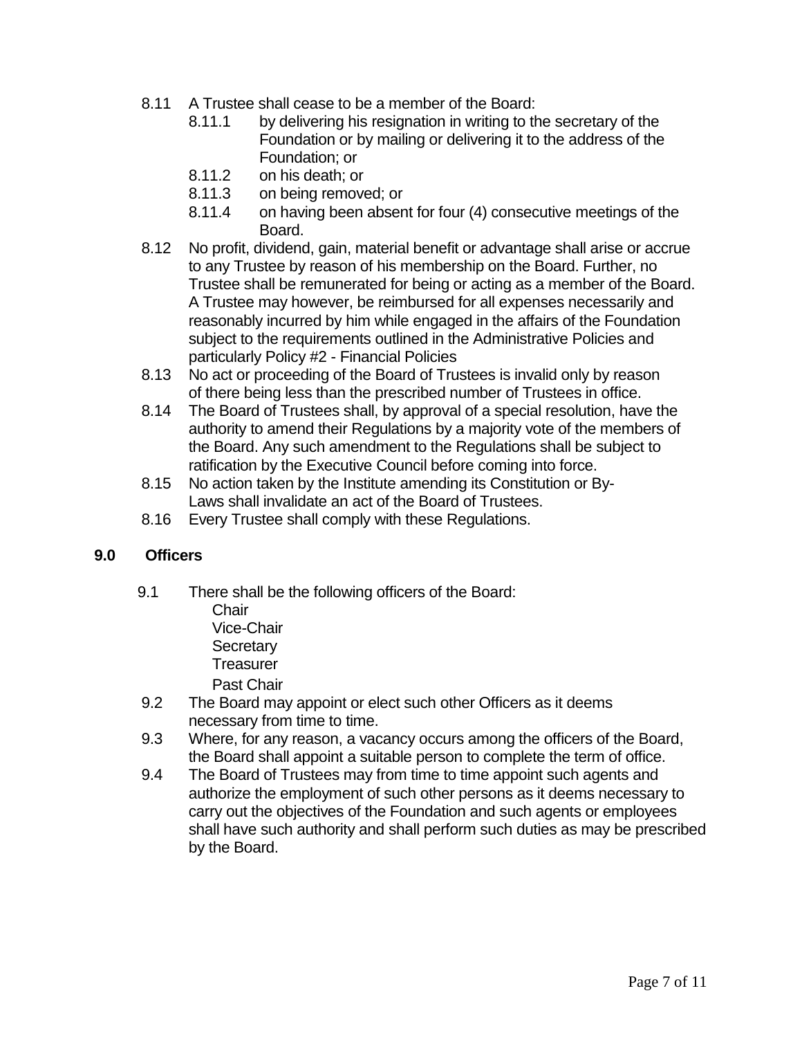8.11 A Trustee shall cease to be a member of the Board:

- 8.11.1 by delivering his resignation in writing to the secretary of the Foundation or by mailing or delivering it to the address of the Foundation; or
- 8.11.2 on his death; or
- 8.11.3 on being removed; or
- 8.11.4 on having been absent for four (4) consecutive meetings of the Board.

8.12 No profit, dividend, gain, material benefit or advantage shall arise or accrue to any Trustee by reason of his membership on the Board. Further, no Trustee shall be remunerated for being or acting as a member of the Board. A Trustee may however, be reimbursed for all expenses necessarily and reasonably incurred by him while engaged in the affairs of the Foundation subject to the requirements outlined in the Administrative Policies and particularly Policy #2 - Financial Policies

8.13 No act or proceeding of the Board of Trustees is invalid only by reason of there being less than the prescribed number of Trustees in office.

8.14 The Board of Trustees shall, by approval of a special resolution, have the authority to amend their Regulations by a majority vote of the members of the Board. Any such amendment to the Regulations shall be subject to ratification by the Executive Council before coming into force.

8.15 No action taken by the Institute amending its Constitution or By-Laws shall invalidate an act of the Board of Trustees.

8.16 Every Trustee shall comply with these Regulations.

## 9.0 Officers

9.1 There shall be the following officers of the Board:

- Chair
- Vice-Chair
- Secretary
- Treasurer
- Past Chair

9.2 The Board may appoint or elect such other Officers as it deems necessary from time to time.

9.3 Where, for any reason, a vacancy occurs among the officers of the Board, the Board shall appoint a suitable person to complete the term of office.

9.4 The Board of Trustees may from time to time appoint such agents and authorize the employment of such other persons as it deems necessary to carry out the objectives of the Foundation and such agents or employees shall have such authority and shall perform such duties as may be prescribed by the Board.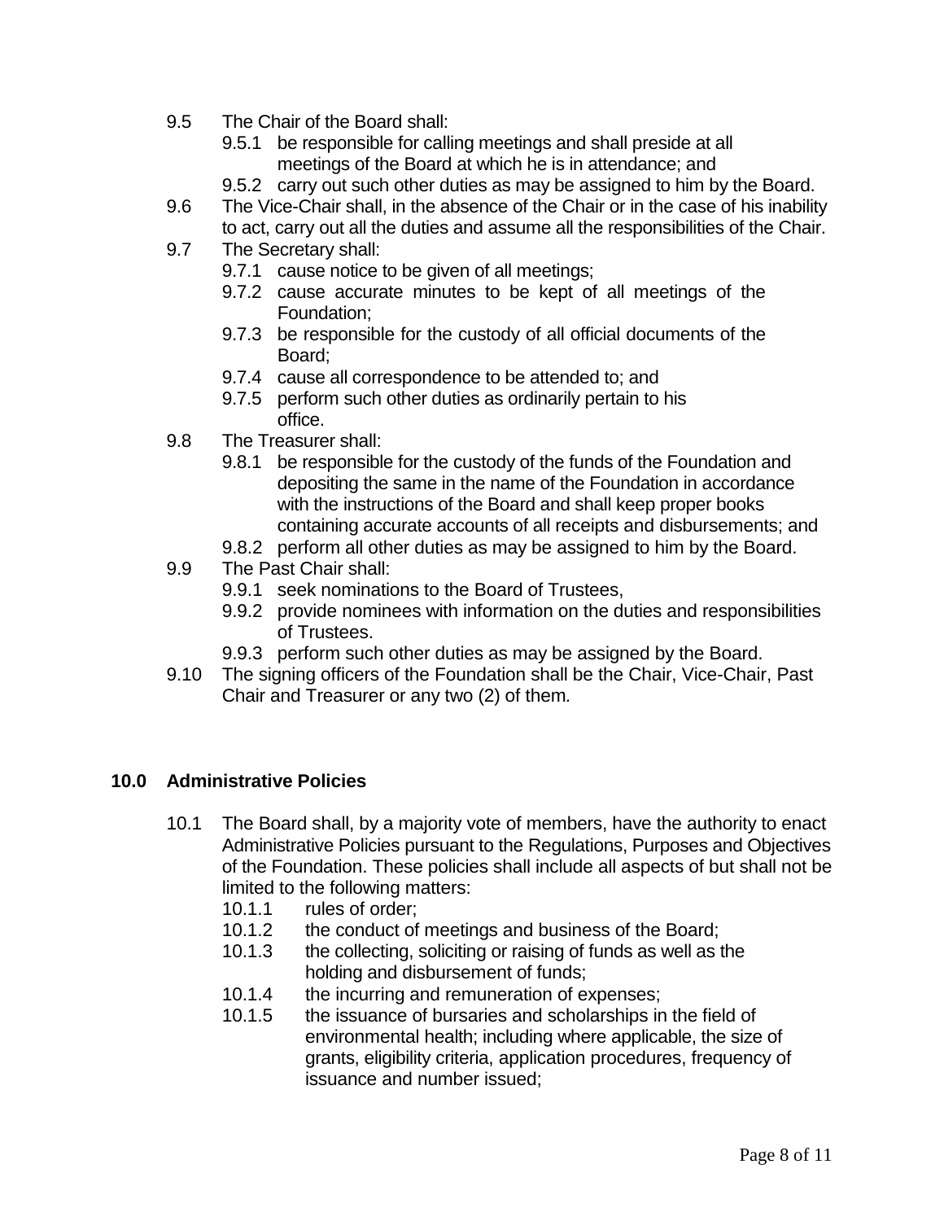9.5 The Chair of the Board shall:

- 9.5.1 be responsible for calling meetings and shall preside at all meetings of the Board at which he is in attendance; and
- 9.5.2 carry out such other duties as may be assigned to him by the Board.

9.6 The Vice-Chair shall, in the absence of the Chair or in the case of his inability to act, carry out all the duties and assume all the responsibilities of the Chair.

9.7 The Secretary shall:

- 9.7.1 cause notice to be given of all meetings;
- 9.7.2 cause accurate minutes to be kept of all meetings of the Foundation;
- 9.7.3 be responsible for the custody of all official documents of the Board;
- 9.7.4 cause all correspondence to be attended to; and
- 9.7.5 perform such other duties as ordinarily pertain to his office.

9.8 The Treasurer shall:

- 9.8.1 be responsible for the custody of the funds of the Foundation and depositing the same in the name of the Foundation in accordance with the instructions of the Board and shall keep proper books containing accurate accounts of all receipts and disbursements; and
- 9.8.2 perform all other duties as may be assigned to him by the Board.

9.9 The Past Chair shall:

- 9.9.1 seek nominations to the Board of Trustees,
- 9.9.2 provide nominees with information on the duties and responsibilities of Trustees.
- 9.9.3 perform such other duties as may be assigned by the Board.

9.10 The signing officers of the Foundation shall be the Chair, Vice-Chair, Past Chair and Treasurer or any two (2) of them.

## 10.0 Administrative Policies

10.1 The Board shall, by a majority vote of members, have the authority to enact Administrative Policies pursuant to the Regulations, Purposes and Objectives of the Foundation. These policies shall include all aspects of but shall not be limited to the following matters:

- 10.1.1 rules of order;
- 10.1.2 the conduct of meetings and business of the Board;
- 10.1.3 the collecting, soliciting or raising of funds as well as the holding and disbursement of funds;
- 10.1.4 the incurring and remuneration of expenses;
- 10.1.5 the issuance of bursaries and scholarships in the field of environmental health; including where applicable, the size of grants, eligibility criteria, application procedures, frequency of issuance and number issued;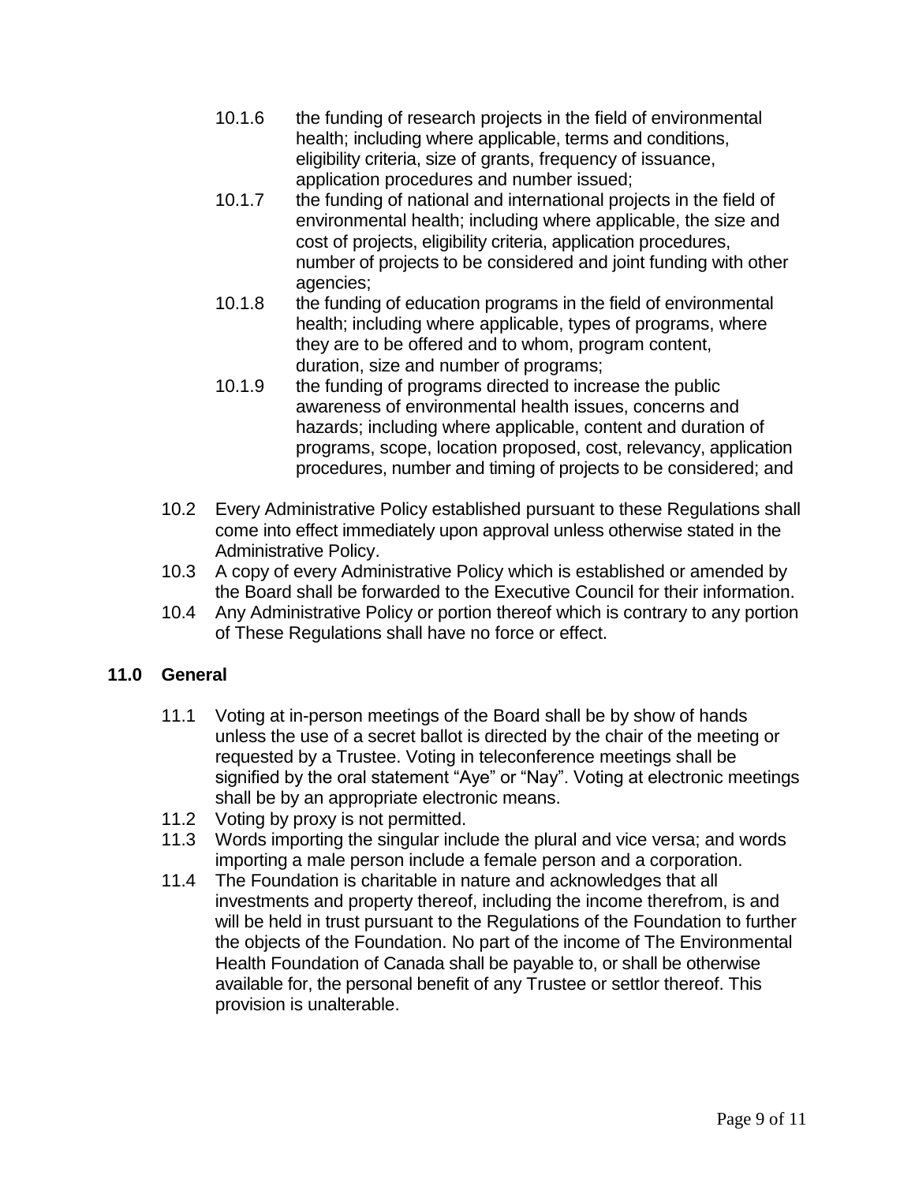10.1.6 the funding of research projects in the field of environmental health; including where applicable, terms and conditions, eligibility criteria, size of grants, frequency of issuance, application procedures and number issued;

10.1.7 the funding of national and international projects in the field of environmental health; including where applicable, the size and cost of projects, eligibility criteria, application procedures, number of projects to be considered and joint funding with other agencies;

10.1.8 the funding of education programs in the field of environmental health; including where applicable, types of programs, where they are to be offered and to whom, program content, duration, size and number of programs;

10.1.9 the funding of programs directed to increase the public awareness of environmental health issues, concerns and hazards; including where applicable, content and duration of programs, scope, location proposed, cost, relevancy, application procedures, number and timing of projects to be considered; and

10.2 Every Administrative Policy established pursuant to these Regulations shall come into effect immediately upon approval unless otherwise stated in the Administrative Policy.

10.3 A copy of every Administrative Policy which is established or amended by the Board shall be forwarded to the Executive Council for their information.

10.4 Any Administrative Policy or portion thereof which is contrary to any portion of These Regulations shall have no force or effect.

## 11.0 General

11.1 Voting at in-person meetings of the Board shall be by show of hands unless the use of a secret ballot is directed by the chair of the meeting or requested by a Trustee. Voting in teleconference meetings shall be signified by the oral statement “Aye” or “Nay”. Voting at electronic meetings shall be by an appropriate electronic means.

11.2 Voting by proxy is not permitted.

11.3 Words importing the singular include the plural and vice versa; and words importing a male person include a female person and a corporation.

11.4 The Foundation is charitable in nature and acknowledges that all investments and property thereof, including the income therefrom, is and will be held in trust pursuant to the Regulations of the Foundation to further the objects of the Foundation. No part of the income of The Environmental Health Foundation of Canada shall be payable to, or shall be otherwise available for, the personal benefit of any Trustee or settlor thereof. This provision is unalterable.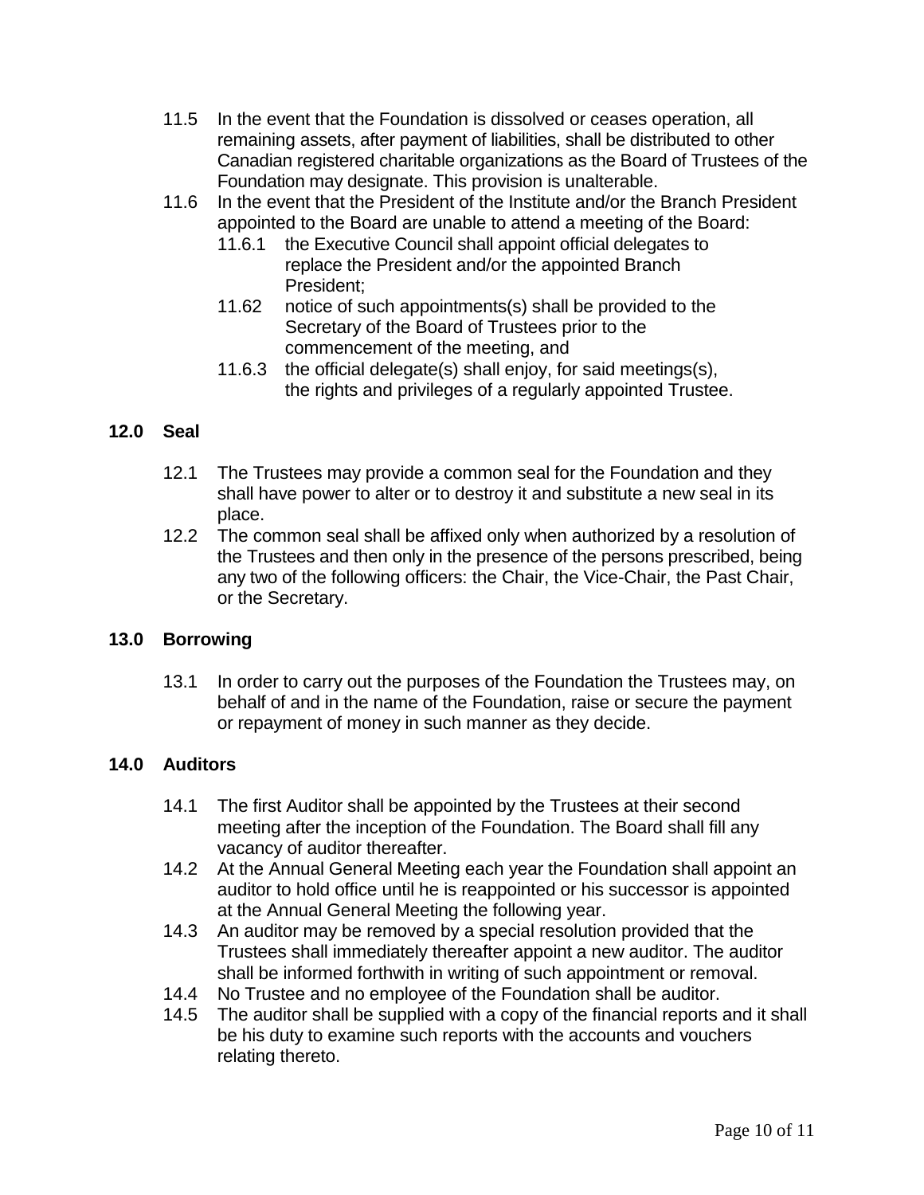11.5 In the event that the Foundation is dissolved or ceases operation, all remaining assets, after payment of liabilities, shall be distributed to other Canadian registered charitable organizations as the Board of Trustees of the Foundation may designate. This provision is unalterable.

11.6 In the event that the President of the Institute and/or the Branch President appointed to the Board are unable to attend a meeting of the Board:

- 11.6.1 the Executive Council shall appoint official delegates to replace the President and/or the appointed Branch President;
- 11.62 notice of such appointments(s) shall be provided to the Secretary of the Board of Trustees prior to the commencement of the meeting, and
- 11.6.3 the official delegate(s) shall enjoy, for said meetings(s), the rights and privileges of a regularly appointed Trustee.

## 12.0 Seal

12.1 The Trustees may provide a common seal for the Foundation and they shall have power to alter or to destroy it and substitute a new seal in its place.

12.2 The common seal shall be affixed only when authorized by a resolution of the Trustees and then only in the presence of the persons prescribed, being any two of the following officers: the Chair, the Vice-Chair, the Past Chair, or the Secretary.

## 13.0 Borrowing

13.1 In order to carry out the purposes of the Foundation the Trustees may, on behalf of and in the name of the Foundation, raise or secure the payment or repayment of money in such manner as they decide.

## 14.0 Auditors

14.1 The first Auditor shall be appointed by the Trustees at their second meeting after the inception of the Foundation. The Board shall fill any vacancy of auditor thereafter.

14.2 At the Annual General Meeting each year the Foundation shall appoint an auditor to hold office until he is reappointed or his successor is appointed at the Annual General Meeting the following year.

14.3 An auditor may be removed by a special resolution provided that the Trustees shall immediately thereafter appoint a new auditor. The auditor shall be informed forthwith in writing of such appointment or removal.

14.4 No Trustee and no employee of the Foundation shall be auditor.

14.5 The auditor shall be supplied with a copy of the financial reports and it shall be his duty to examine such reports with the accounts and vouchers relating thereto.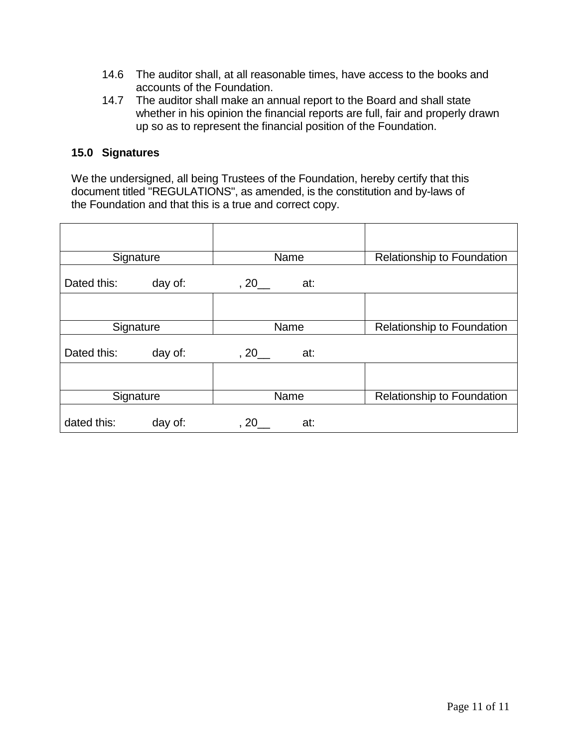14.6 The auditor shall, at all reasonable times, have access to the books and accounts of the Foundation.

14.7 The auditor shall make an annual report to the Board and shall state whether in his opinion the financial reports are full, fair and properly drawn up so as to represent the financial position of the Foundation.

### 15.0 Signatures

We the undersigned, all being Trustees of the Foundation, hereby certify that this document titled "REGULATIONS", as amended, is the constitution and by-laws of the Foundation and that this is a true and correct copy.

| | | |
|---|---|---|
| | | |
| Signature | Name | Relationship to Foundation |
| Dated this: day of: | , 20__ at: | |
| | | |
| Signature | Name | Relationship to Foundation |
| Dated this: day of: | , 20__ at: | |
| | | |
| Signature | Name | Relationship to Foundation |
| dated this: day of: | , 20__ at: | |